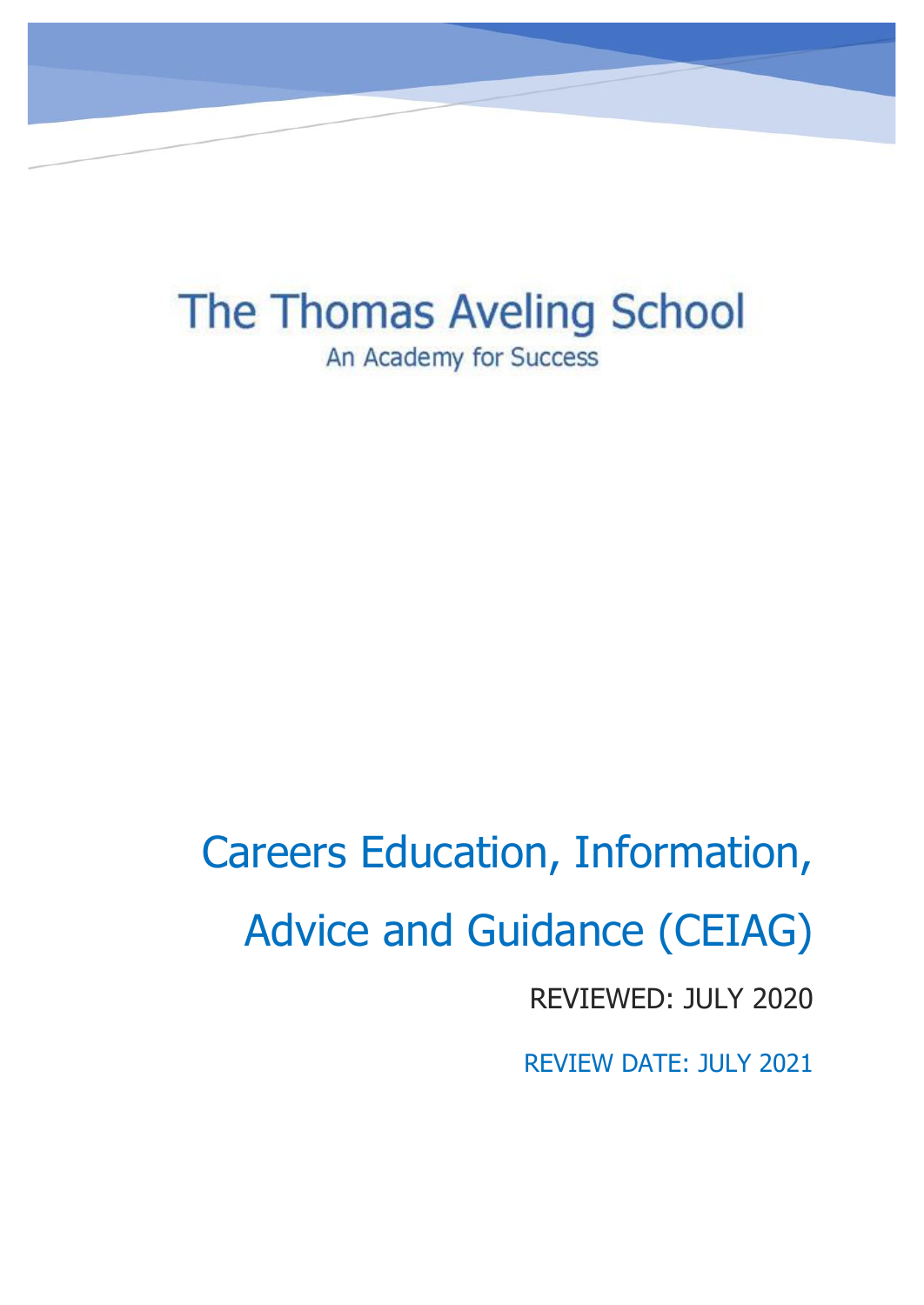# The Thomas Aveling School

An Academy for Success

# Careers Education, Information, Advice and Guidance (CEIAG)

REVIEWED: JULY 2020

REVIEW DATE: JULY 2021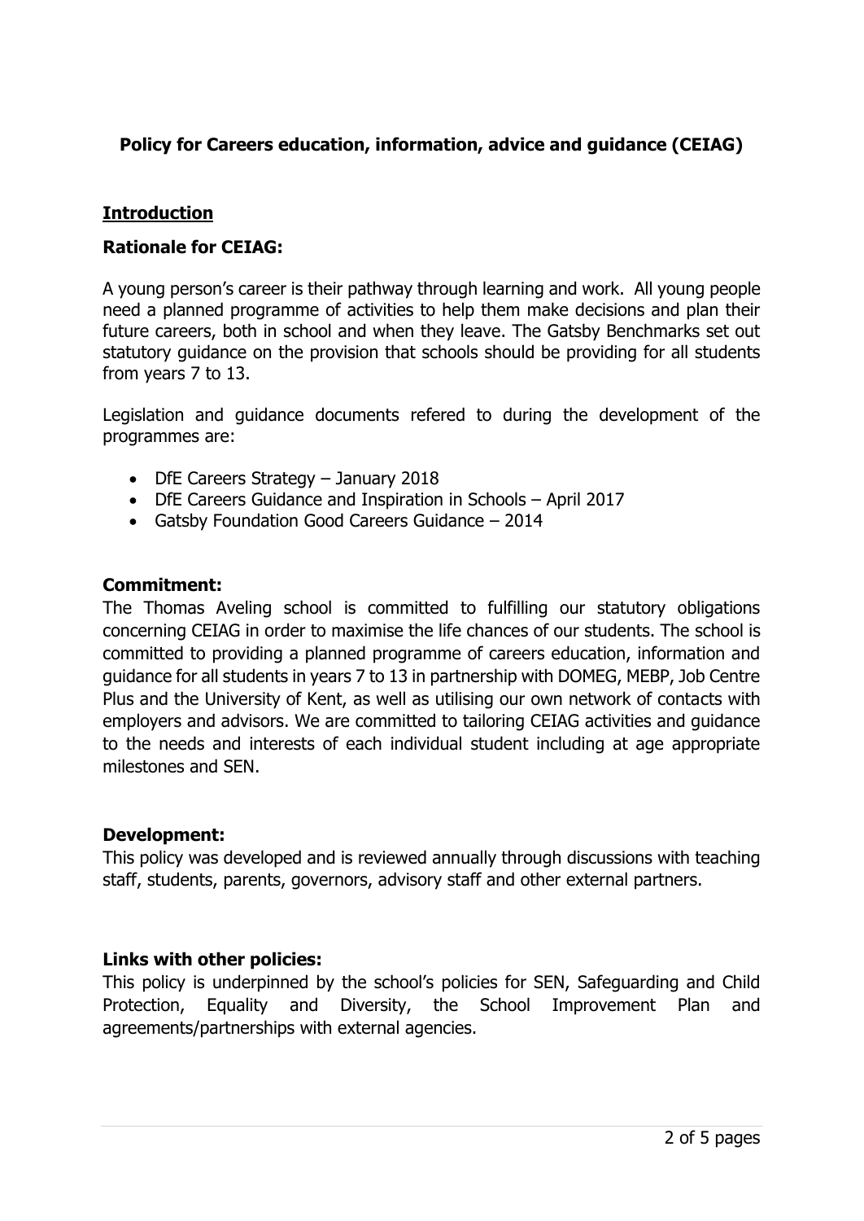# **Policy for Careers education, information, advice and guidance (CEIAG)**

## **Introduction**

### **Rationale for CEIAG:**

A young person's career is their pathway through learning and work. All young people need a planned programme of activities to help them make decisions and plan their future careers, both in school and when they leave. The Gatsby Benchmarks set out statutory guidance on the provision that schools should be providing for all students from years 7 to 13.

Legislation and guidance documents refered to during the development of the programmes are:

- DfE Careers Strategy – January 2018
- DfE Careers Guidance and Inspiration in Schools – April 2017
- Gatsby Foundation Good Careers Guidance – 2014

### **Commitment:**

The Thomas Aveling school is committed to fulfilling our statutory obligations concerning CEIAG in order to maximise the life chances of our students. The school is committed to providing a planned programme of careers education, information and guidance for all students in years 7 to 13 in partnership with DOMEG, MEBP, Job Centre Plus and the University of Kent, as well as utilising our own network of contacts with employers and advisors. We are committed to tailoring CEIAG activities and guidance to the needs and interests of each individual student including at age appropriate milestones and SEN.

### **Development:**

This policy was developed and is reviewed annually through discussions with teaching staff, students, parents, governors, advisory staff and other external partners.

### **Links with other policies:**

This policy is underpinned by the school's policies for SEN, Safeguarding and Child Protection, Equality and Diversity, the School Improvement Plan and agreements/partnerships with external agencies.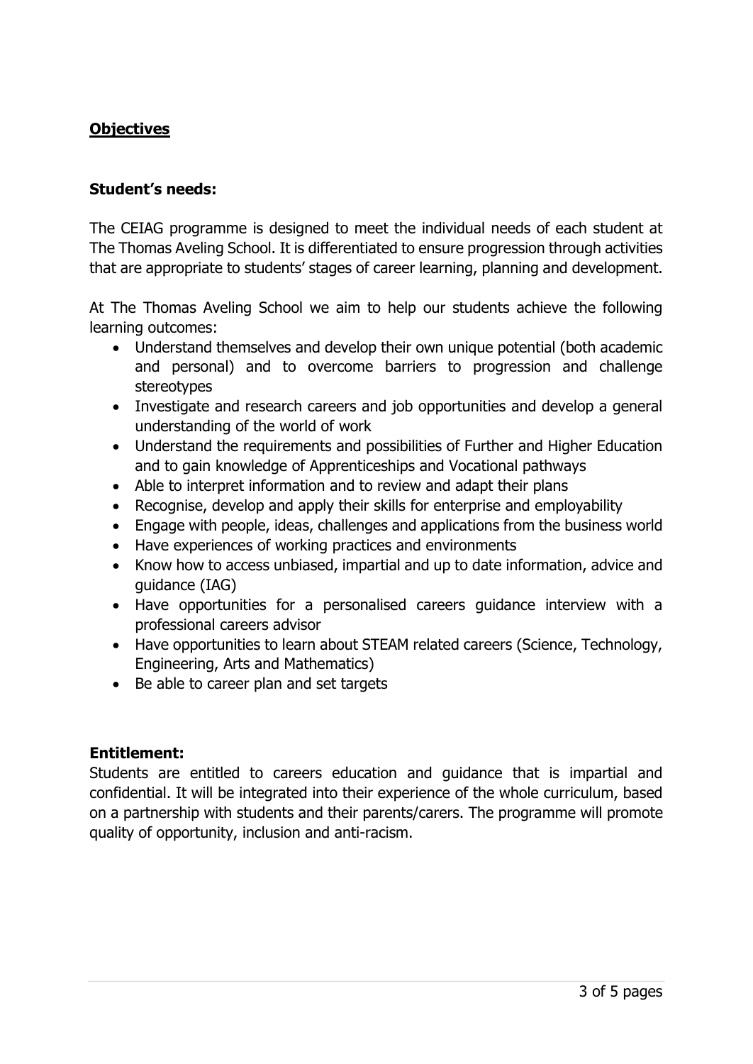## **Objectives**

### **Student's needs:**

The CEIAG programme is designed to meet the individual needs of each student at The Thomas Aveling School. It is differentiated to ensure progression through activities that are appropriate to students' stages of career learning, planning and development.

At The Thomas Aveling School we aim to help our students achieve the following learning outcomes:

- Understand themselves and develop their own unique potential (both academic and personal) and to overcome barriers to progression and challenge stereotypes
- Investigate and research careers and job opportunities and develop a general understanding of the world of work
- Understand the requirements and possibilities of Further and Higher Education and to gain knowledge of Apprenticeships and Vocational pathways
- Able to interpret information and to review and adapt their plans
- Recognise, develop and apply their skills for enterprise and employability
- Engage with people, ideas, challenges and applications from the business world
- Have experiences of working practices and environments
- Know how to access unbiased, impartial and up to date information, advice and guidance (IAG)
- Have opportunities for a personalised careers guidance interview with a professional careers advisor
- Have opportunities to learn about STEAM related careers (Science, Technology, Engineering, Arts and Mathematics)
- Be able to career plan and set targets

### **Entitlement:**

Students are entitled to careers education and guidance that is impartial and confidential. It will be integrated into their experience of the whole curriculum, based on a partnership with students and their parents/carers. The programme will promote quality of opportunity, inclusion and anti-racism.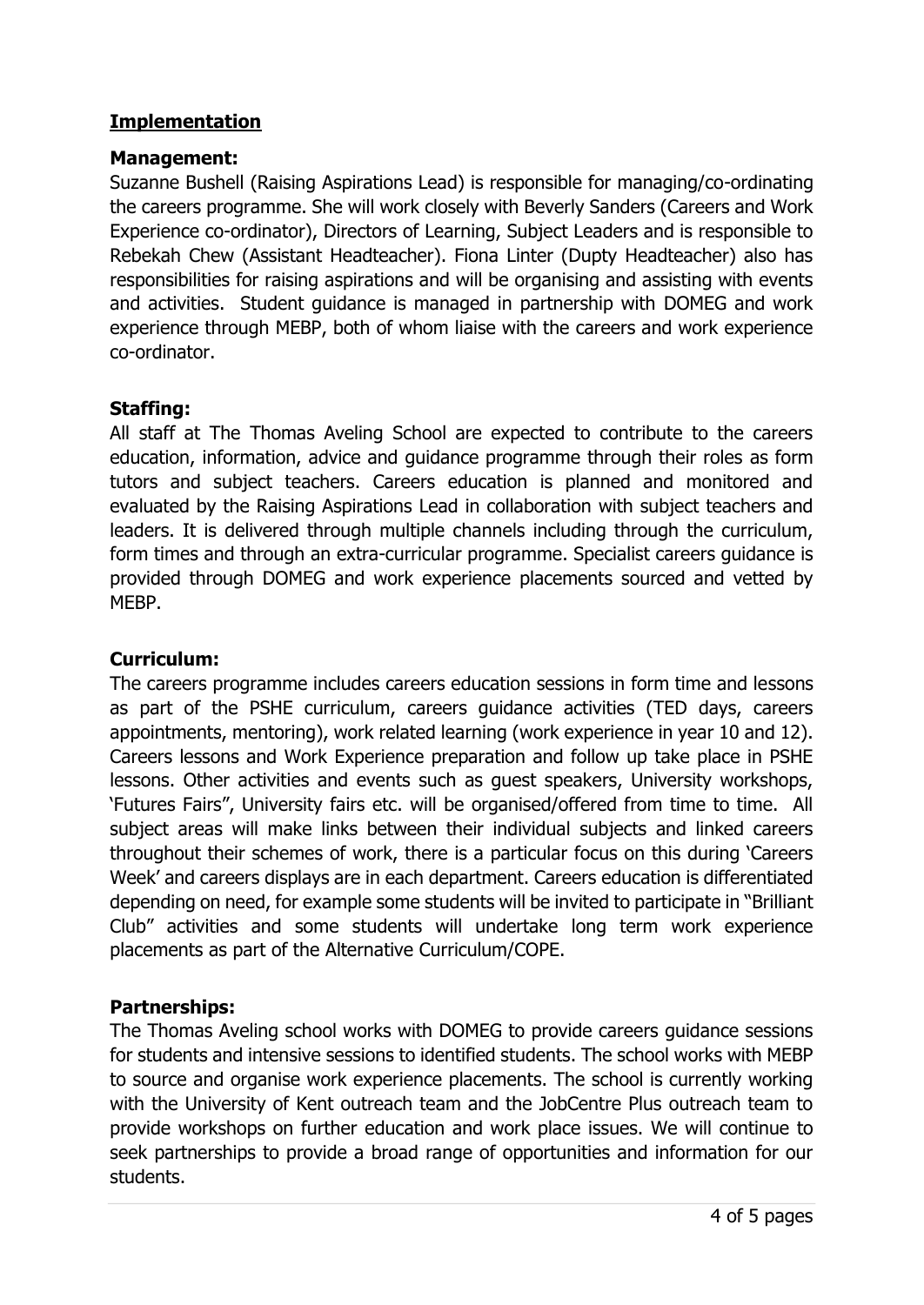## Implementation

### Management:

Suzanne Bushell (Raising Aspirations Lead) is responsible for managing/co-ordinating the careers programme. She will work closely with Beverly Sanders (Careers and Work Experience co-ordinator), Directors of Learning, Subject Leaders and is responsible to Rebekah Chew (Assistant Headteacher). Fiona Linter (Dupty Headteacher) also has responsibilities for raising aspirations and will be organising and assisting with events and activities. Student guidance is managed in partnership with DOMEG and work experience through MEBP, both of whom liaise with the careers and work experience co-ordinator.

### Staffing:

All staff at The Thomas Aveling School are expected to contribute to the careers education, information, advice and guidance programme through their roles as form tutors and subject teachers. Careers education is planned and monitored and evaluated by the Raising Aspirations Lead in collaboration with subject teachers and leaders. It is delivered through multiple channels including through the curriculum, form times and through an extra-curricular programme. Specialist careers guidance is provided through DOMEG and work experience placements sourced and vetted by MEBP.

### Curriculum:

The careers programme includes careers education sessions in form time and lessons as part of the PSHE curriculum, careers guidance activities (TED days, careers appointments, mentoring), work related learning (work experience in year 10 and 12). Careers lessons and Work Experience preparation and follow up take place in PSHE lessons. Other activities and events such as guest speakers, University workshops, 'Futures Fairs", University fairs etc. will be organised/offered from time to time. All subject areas will make links between their individual subjects and linked careers throughout their schemes of work, there is a particular focus on this during 'Careers Week' and careers displays are in each department. Careers education is differentiated depending on need, for example some students will be invited to participate in "Brilliant Club" activities and some students will undertake long term work experience placements as part of the Alternative Curriculum/COPE.

### Partnerships:

The Thomas Aveling school works with DOMEG to provide careers guidance sessions for students and intensive sessions to identified students. The school works with MEBP to source and organise work experience placements. The school is currently working with the University of Kent outreach team and the JobCentre Plus outreach team to provide workshops on further education and work place issues. We will continue to seek partnerships to provide a broad range of opportunities and information for our students.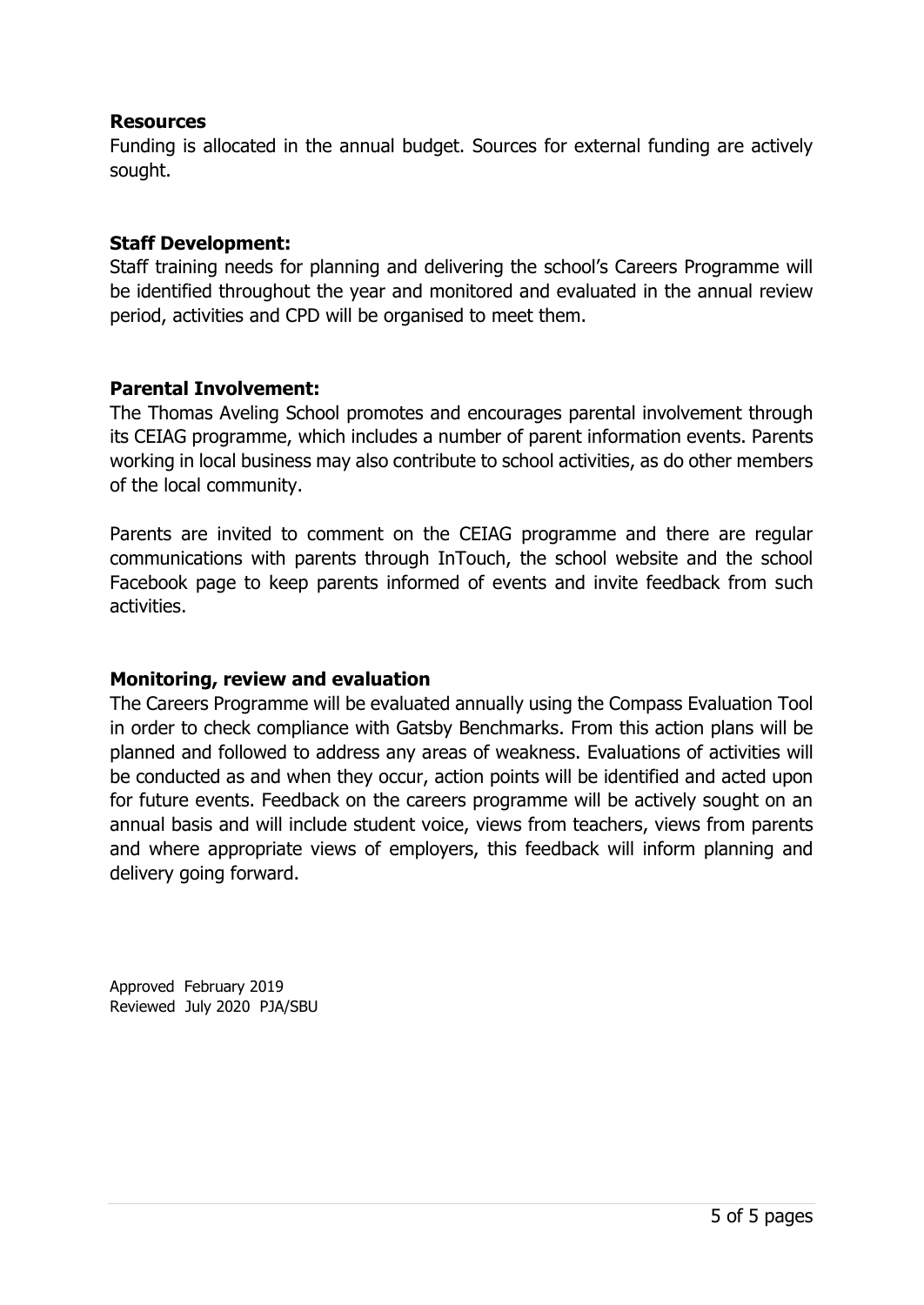**Resources**

Funding is allocated in the annual budget. Sources for external funding are actively sought.

**Staff Development:**

Staff training needs for planning and delivering the school's Careers Programme will be identified throughout the year and monitored and evaluated in the annual review period, activities and CPD will be organised to meet them.

**Parental Involvement:**

The Thomas Aveling School promotes and encourages parental involvement through its CEIAG programme, which includes a number of parent information events. Parents working in local business may also contribute to school activities, as do other members of the local community.

Parents are invited to comment on the CEIAG programme and there are regular communications with parents through InTouch, the school website and the school Facebook page to keep parents informed of events and invite feedback from such activities.

**Monitoring, review and evaluation**

The Careers Programme will be evaluated annually using the Compass Evaluation Tool in order to check compliance with Gatsby Benchmarks. From this action plans will be planned and followed to address any areas of weakness. Evaluations of activities will be conducted as and when they occur, action points will be identified and acted upon for future events. Feedback on the careers programme will be actively sought on an annual basis and will include student voice, views from teachers, views from parents and where appropriate views of employers, this feedback will inform planning and delivery going forward.

Approved February 2019
Reviewed July 2020 PJA/SBU